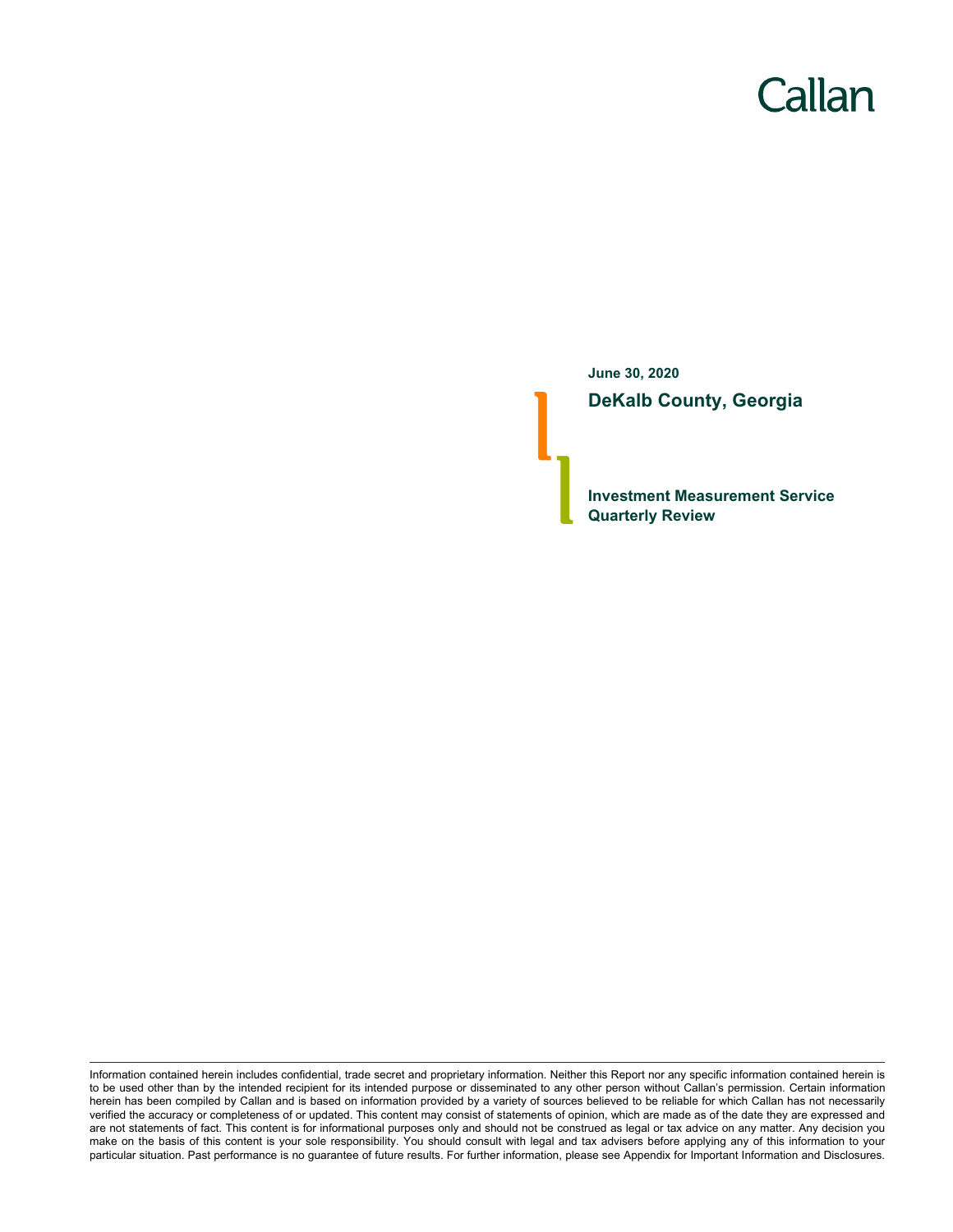Callan

**June 30, 2020**

# DeKalb County, Georgia

## Investment Measurement Service Quarterly Review

Information contained herein includes confidential, trade secret and proprietary information. Neither this Report nor any specific information contained herein is to be used other than by the intended recipient for its intended purpose or disseminated to any other person without Callan's permission. Certain information herein has been compiled by Callan and is based on information provided by a variety of sources believed to be reliable for which Callan has not necessarily verified the accuracy or completeness of or updated. This content may consist of statements of opinion, which are made as of the date they are expressed and are not statements of fact. This content is for informational purposes only and should not be construed as legal or tax advice on any matter. Any decision you make on the basis of this content is your sole responsibility. You should consult with legal and tax advisers before applying any of this information to your particular situation. Past performance is no guarantee of future results. For further information, please see Appendix for Important Information and Disclosures.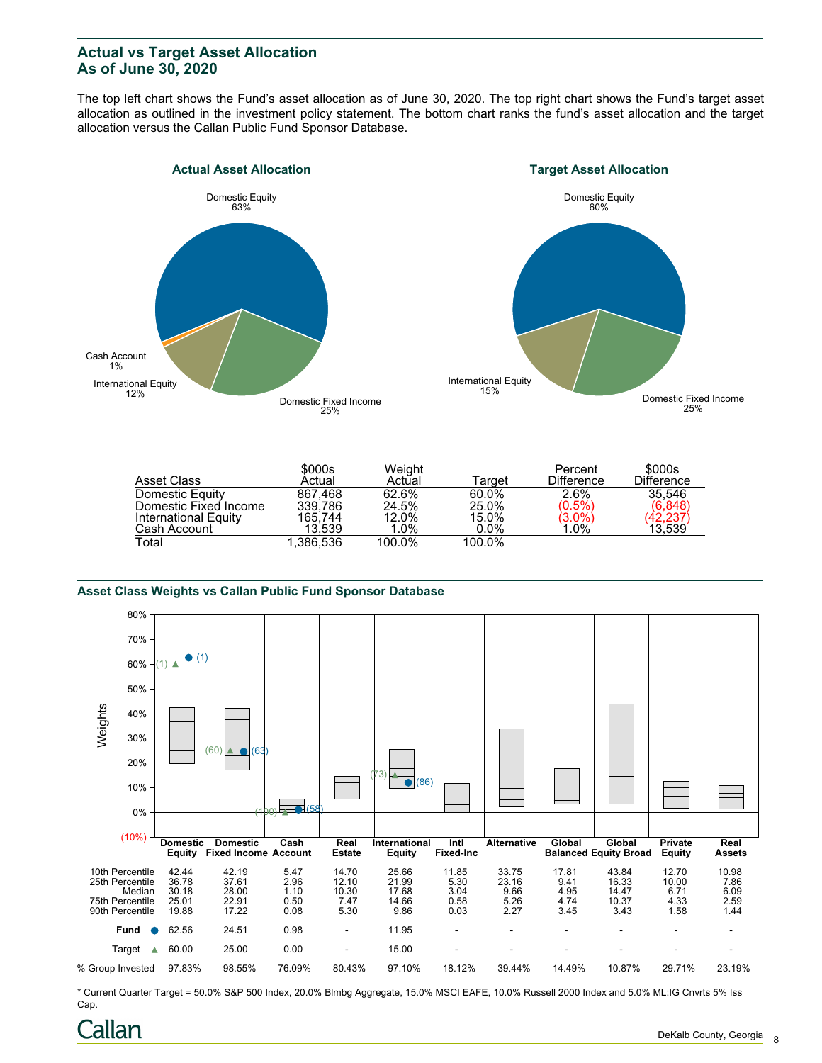## Actual vs Target Asset Allocation
## As of June 30, 2020

The top left chart shows the Fund's asset allocation as of June 30, 2020. The top right chart shows the Fund's target asset allocation as outlined in the investment policy statement. The bottom chart ranks the fund's asset allocation and the target allocation versus the Callan Public Fund Sponsor Database.

**Actual Asset Allocation**

Domestic Equity 63%
Domestic Fixed Income 25%
International Equity 12%
Cash Account 1%

**Target Asset Allocation**

Domestic Equity 60%
Domestic Fixed Income 25%
International Equity 15%

| Asset Class | $000s Actual | Weight Actual | Target | Percent Difference | $000s Difference |
|---|---|---|---|---|---|
| Domestic Equity | 867,468 | 62.6% | 60.0% | 2.6% | 35,546 |
| Domestic Fixed Income | 339,786 | 24.5% | 25.0% | (0.5%) | (6,848) |
| International Equity | 165,744 | 12.0% | 15.0% | (3.0%) | (42,237) |
| Cash Account | 13,539 | 1.0% | 0.0% | 1.0% | 13,539 |
| Total | 1,386,536 | 100.0% | 100.0% | | |

### Asset Class Weights vs Callan Public Fund Sponsor Database

| | Domestic Equity | Domestic Fixed Income | Cash Account | Real Estate | International Equity | Intl Fixed-Inc | Alternative | Global Balanced | Global Equity Broad | Private Equity | Real Assets |
|---|---|---|---|---|---|---|---|---|---|---|---|
| 10th Percentile | 42.44 | 42.19 | 5.47 | 14.70 | 25.66 | 11.85 | 33.75 | 17.81 | 43.84 | 12.70 | 10.98 |
| 25th Percentile | 36.78 | 37.61 | 2.96 | 12.10 | 21.99 | 5.30 | 23.16 | 9.41 | 16.33 | 10.00 | 7.86 |
| Median | 30.18 | 28.00 | 1.10 | 10.30 | 17.68 | 3.04 | 9.66 | 4.95 | 14.47 | 6.71 | 6.09 |
| 75th Percentile | 25.01 | 22.91 | 0.50 | 7.47 | 14.66 | 0.58 | 5.26 | 4.74 | 10.37 | 4.33 | 2.59 |
| 90th Percentile | 19.88 | 17.22 | 0.08 | 5.30 | 9.86 | 0.03 | 2.27 | 3.45 | 3.43 | 1.58 | 1.44 |
| Fund ● | 62.56 (1) | 24.51 (63) | 0.98 (58) | - | 11.95 (86) | - | - | - | - | - | - |
| Target ▲ | 60.00 (1) | 25.00 (60) | 0.00 (100) | - | 15.00 (73) | - | - | - | - | - | - |
| % Group Invested | 97.83% | 98.55% | 76.09% | 80.43% | 97.10% | 18.12% | 39.44% | 14.49% | 10.87% | 29.71% | 23.19% |

\* Current Quarter Target = 50.0% S&P 500 Index, 20.0% Blmbg Aggregate, 15.0% MSCI EAFE, 10.0% Russell 2000 Index and 5.0% ML:IG Cnvrts 5% Iss Cap.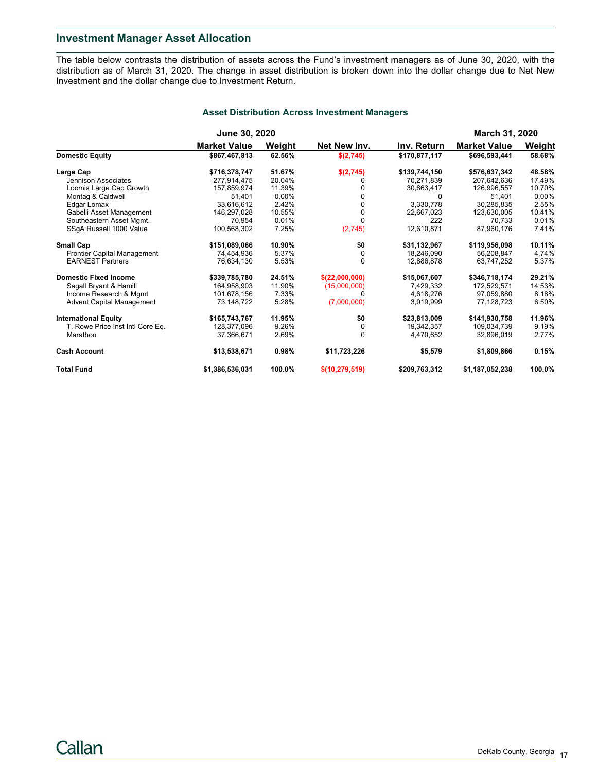## Investment Manager Asset Allocation

The table below contrasts the distribution of assets across the Fund's investment managers as of June 30, 2020, with the distribution as of March 31, 2020. The change in asset distribution is broken down into the dollar change due to Net New Investment and the dollar change due to Investment Return.

### Asset Distribution Across Investment Managers

| | June 30, 2020 | | | | March 31, 2020 | |
|---|---|---|---|---|---|---|
| | Market Value | Weight | Net New Inv. | Inv. Return | Market Value | Weight |
| **Domestic Equity** | **$867,467,813** | **62.56%** | **$(2,745)** | **$170,877,117** | **$696,593,441** | **58.68%** |
| **Large Cap** | **$716,378,747** | **51.67%** | **$(2,745)** | **$139,744,150** | **$576,637,342** | **48.58%** |
| Jennison Associates | 277,914,475 | 20.04% | 0 | 70,271,839 | 207,642,636 | 17.49% |
| Loomis Large Cap Growth | 157,859,974 | 11.39% | 0 | 30,863,417 | 126,996,557 | 10.70% |
| Montag & Caldwell | 51,401 | 0.00% | 0 | 0 | 51,401 | 0.00% |
| Edgar Lomax | 33,616,612 | 2.42% | 0 | 3,330,778 | 30,285,835 | 2.55% |
| Gabelli Asset Management | 146,297,028 | 10.55% | 0 | 22,667,023 | 123,630,005 | 10.41% |
| Southeastern Asset Mgmt. | 70,954 | 0.01% | 0 | 222 | 70,733 | 0.01% |
| SSgA Russell 1000 Value | 100,568,302 | 7.25% | (2,745) | 12,610,871 | 87,960,176 | 7.41% |
| **Small Cap** | **$151,089,066** | **10.90%** | **$0** | **$31,132,967** | **$119,956,098** | **10.11%** |
| Frontier Capital Management | 74,454,936 | 5.37% | 0 | 18,246,090 | 56,208,847 | 4.74% |
| EARNEST Partners | 76,634,130 | 5.53% | 0 | 12,886,878 | 63,747,252 | 5.37% |
| **Domestic Fixed Income** | **$339,785,780** | **24.51%** | **$(22,000,000)** | **$15,067,607** | **$346,718,174** | **29.21%** |
| Segall Bryant & Hamill | 164,958,903 | 11.90% | (15,000,000) | 7,429,332 | 172,529,571 | 14.53% |
| Income Research & Mgmt | 101,678,156 | 7.33% | 0 | 4,618,276 | 97,059,880 | 8.18% |
| Advent Capital Management | 73,148,722 | 5.28% | (7,000,000) | 3,019,999 | 77,128,723 | 6.50% |
| **International Equity** | **$165,743,767** | **11.95%** | **$0** | **$23,813,009** | **$141,930,758** | **11.96%** |
| T. Rowe Price Inst Intl Core Eq. | 128,377,096 | 9.26% | 0 | 19,342,357 | 109,034,739 | 9.19% |
| Marathon | 37,366,671 | 2.69% | 0 | 4,470,652 | 32,896,019 | 2.77% |
| **Cash Account** | **$13,538,671** | **0.98%** | **$11,723,226** | **$5,579** | **$1,809,866** | **0.15%** |
| **Total Fund** | **$1,386,536,031** | **100.0%** | **$(10,279,519)** | **$209,763,312** | **$1,187,052,238** | **100.0%** |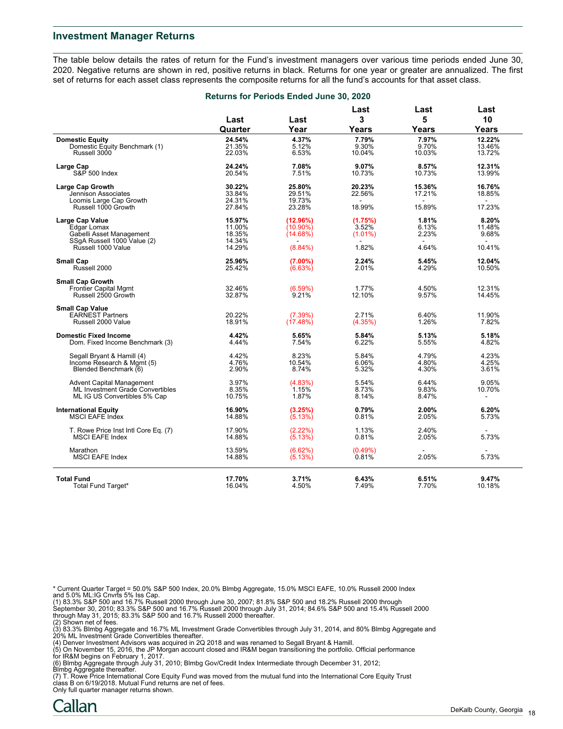## Investment Manager Returns

The table below details the rates of return for the Fund's investment managers over various time periods ended June 30, 2020. Negative returns are shown in red, positive returns in black. Returns for one year or greater are annualized. The first set of returns for each asset class represents the composite returns for all the fund's accounts for that asset class.

### Returns for Periods Ended June 30, 2020

| | Last Quarter | Last Year | Last 3 Years | Last 5 Years | Last 10 Years |
|---|---|---|---|---|---|
| **Domestic Equity** | **24.54%** | **4.37%** | **7.79%** | **7.97%** | **12.22%** |
| Domestic Equity Benchmark (1) | 21.35% | 5.12% | 9.30% | 9.70% | 13.46% |
| Russell 3000 | 22.03% | 6.53% | 10.04% | 10.03% | 13.72% |
| **Large Cap** | **24.24%** | **7.08%** | **9.07%** | **8.57%** | **12.31%** |
| S&P 500 Index | 20.54% | 7.51% | 10.73% | 10.73% | 13.99% |
| **Large Cap Growth** | **30.22%** | **25.80%** | **20.23%** | **15.36%** | **16.76%** |
| Jennison Associates | 33.84% | 29.51% | 22.56% | 17.21% | 18.85% |
| Loomis Large Cap Growth | 24.31% | 19.73% | - | - | - |
| Russell 1000 Growth | 27.84% | 23.28% | 18.99% | 15.89% | 17.23% |
| **Large Cap Value** | **15.97%** | **(12.96%)** | **(1.75%)** | **1.81%** | **8.20%** |
| Edgar Lomax | 11.00% | (10.90%) | 3.52% | 6.13% | 11.48% |
| Gabelli Asset Management | 18.35% | (14.68%) | (1.01%) | 2.23% | 9.68% |
| SSgA Russell 1000 Value (2) | 14.34% | - | - | - | - |
| Russell 1000 Value | 14.29% | (8.84%) | 1.82% | 4.64% | 10.41% |
| **Small Cap** | **25.96%** | **(7.00%)** | **2.24%** | **5.45%** | **12.04%** |
| Russell 2000 | 25.42% | (6.63%) | 2.01% | 4.29% | 10.50% |
| **Small Cap Growth** | | | | | |
| Frontier Capital Mgmt | 32.46% | (6.59%) | 1.77% | 4.50% | 12.31% |
| Russell 2500 Growth | 32.87% | 9.21% | 12.10% | 9.57% | 14.45% |
| **Small Cap Value** | | | | | |
| EARNEST Partners | 20.22% | (7.39%) | 2.71% | 6.40% | 11.90% |
| Russell 2000 Value | 18.91% | (17.48%) | (4.35%) | 1.26% | 7.82% |
| **Domestic Fixed Income** | **4.42%** | **5.65%** | **5.84%** | **5.13%** | **5.18%** |
| Dom. Fixed Income Benchmark (3) | 4.44% | 7.54% | 6.22% | 5.55% | 4.82% |
| Segall Bryant & Hamill (4) | 4.42% | 8.23% | 5.84% | 4.79% | 4.23% |
| Income Research & Mgmt (5) | 4.76% | 10.54% | 6.06% | 4.80% | 4.25% |
| Blended Benchmark (6) | 2.90% | 8.74% | 5.32% | 4.30% | 3.61% |
| Advent Capital Management | 3.97% | (4.83%) | 5.54% | 6.44% | 9.05% |
| ML Investment Grade Convertibles | 8.35% | 1.15% | 8.73% | 9.83% | 10.70% |
| ML IG US Convertibles 5% Cap | 10.75% | 1.87% | 8.14% | 8.47% | - |
| **International Equity** | **16.90%** | **(3.25%)** | **0.79%** | **2.00%** | **6.20%** |
| MSCI EAFE Index | 14.88% | (5.13%) | 0.81% | 2.05% | 5.73% |
| T. Rowe Price Inst Intl Core Eq. (7) | 17.90% | (2.22%) | 1.13% | 2.40% | - |
| MSCI EAFE Index | 14.88% | (5.13%) | 0.81% | 2.05% | 5.73% |
| Marathon | 13.59% | (6.62%) | (0.49%) | - | - |
| MSCI EAFE Index | 14.88% | (5.13%) | 0.81% | 2.05% | 5.73% |
| **Total Fund** | **17.70%** | **3.71%** | **6.43%** | **6.51%** | **9.47%** |
| Total Fund Target* | 16.04% | 4.50% | 7.49% | 7.70% | 10.18% |

\* Current Quarter Target = 50.0% S&P 500 Index, 20.0% Blmbg Aggregate, 15.0% MSCI EAFE, 10.0% Russell 2000 Index and 5.0% ML:IG Cnvrts 5% Iss Cap.

(1) 83.3% S&P 500 and 16.7% Russell 2000 through June 30, 2007; 81.8% S&P 500 and 18.2% Russell 2000 through September 30, 2010; 83.3% S&P 500 and 16.7% Russell 2000 through July 31, 2014; 84.6% S&P 500 and 15.4% Russell 2000 through May 31, 2015; 83.3% S&P 500 and 16.7% Russell 2000 thereafter.

(2) Shown net of fees.

(3) 83.3% Blmbg Aggregate and 16.7% ML Investment Grade Convertibles through July 31, 2014, and 80% Blmbg Aggregate and 20% ML Investment Grade Convertibles thereafter.

(4) Denver Investment Advisors was acquired in 2Q 2018 and was renamed to Segall Bryant & Hamill.

(5) On November 15, 2016, the JP Morgan account closed and IR&M began transitioning the portfolio. Official performance for IR&M begins on February 1, 2017.

(6) Blmbg Aggregate through July 31, 2010; Blmbg Gov/Credit Index Intermediate through December 31, 2012; Blmbg Aggregate thereafter.

(7) T. Rowe Price International Core Equity Fund was moved from the mutual fund into the International Core Equity Trust class B on 6/19/2018. Mutual Fund returns are net of fees.

Only full quarter manager returns shown.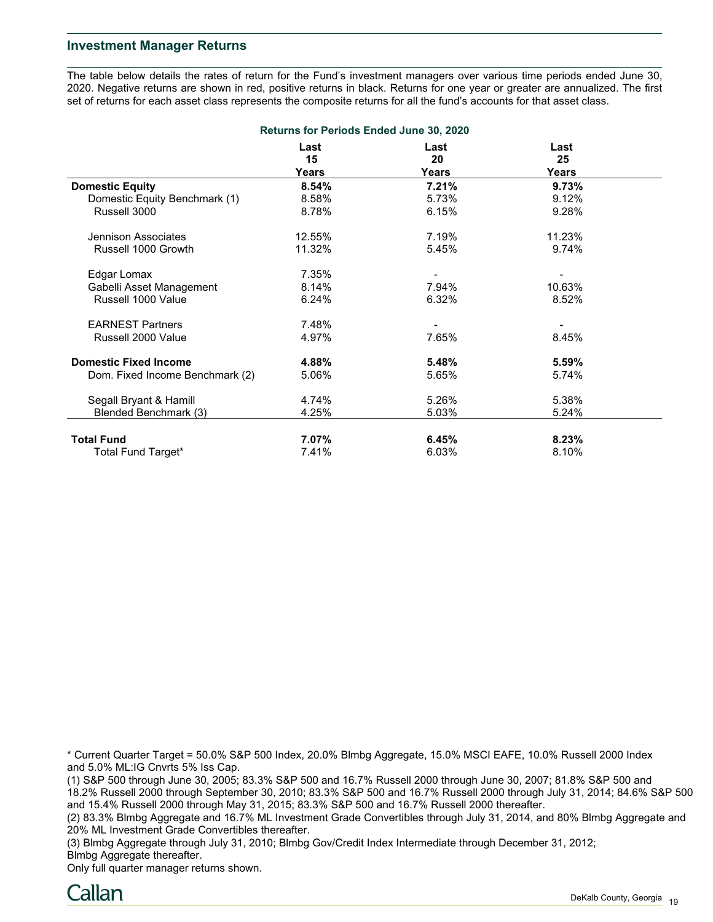## Investment Manager Returns

The table below details the rates of return for the Fund's investment managers over various time periods ended June 30, 2020. Negative returns are shown in red, positive returns in black. Returns for one year or greater are annualized. The first set of returns for each asset class represents the composite returns for all the fund's accounts for that asset class.

**Returns for Periods Ended June 30, 2020**

| | Last 15 Years | Last 20 Years | Last 25 Years |
|---|---|---|---|
| **Domestic Equity** | **8.54%** | **7.21%** | **9.73%** |
| Domestic Equity Benchmark (1) | 8.58% | 5.73% | 9.12% |
| Russell 3000 | 8.78% | 6.15% | 9.28% |
| Jennison Associates | 12.55% | 7.19% | 11.23% |
| Russell 1000 Growth | 11.32% | 5.45% | 9.74% |
| Edgar Lomax | 7.35% | - | - |
| Gabelli Asset Management | 8.14% | 7.94% | 10.63% |
| Russell 1000 Value | 6.24% | 6.32% | 8.52% |
| EARNEST Partners | 7.48% | - | - |
| Russell 2000 Value | 4.97% | 7.65% | 8.45% |
| **Domestic Fixed Income** | **4.88%** | **5.48%** | **5.59%** |
| Dom. Fixed Income Benchmark (2) | 5.06% | 5.65% | 5.74% |
| Segall Bryant & Hamill | 4.74% | 5.26% | 5.38% |
| Blended Benchmark (3) | 4.25% | 5.03% | 5.24% |
| **Total Fund** | **7.07%** | **6.45%** | **8.23%** |
| Total Fund Target* | 7.41% | 6.03% | 8.10% |

* Current Quarter Target = 50.0% S&P 500 Index, 20.0% Blmbg Aggregate, 15.0% MSCI EAFE, 10.0% Russell 2000 Index and 5.0% ML:IG Cnvrts 5% Iss Cap.

(1) S&P 500 through June 30, 2005; 83.3% S&P 500 and 16.7% Russell 2000 through June 30, 2007; 81.8% S&P 500 and 18.2% Russell 2000 through September 30, 2010; 83.3% S&P 500 and 16.7% Russell 2000 through July 31, 2014; 84.6% S&P 500 and 15.4% Russell 2000 through May 31, 2015; 83.3% S&P 500 and 16.7% Russell 2000 thereafter.

(2) 83.3% Blmbg Aggregate and 16.7% ML Investment Grade Convertibles through July 31, 2014, and 80% Blmbg Aggregate and 20% ML Investment Grade Convertibles thereafter.

(3) Blmbg Aggregate through July 31, 2010; Blmbg Gov/Credit Index Intermediate through December 31, 2012; Blmbg Aggregate thereafter.

Only full quarter manager returns shown.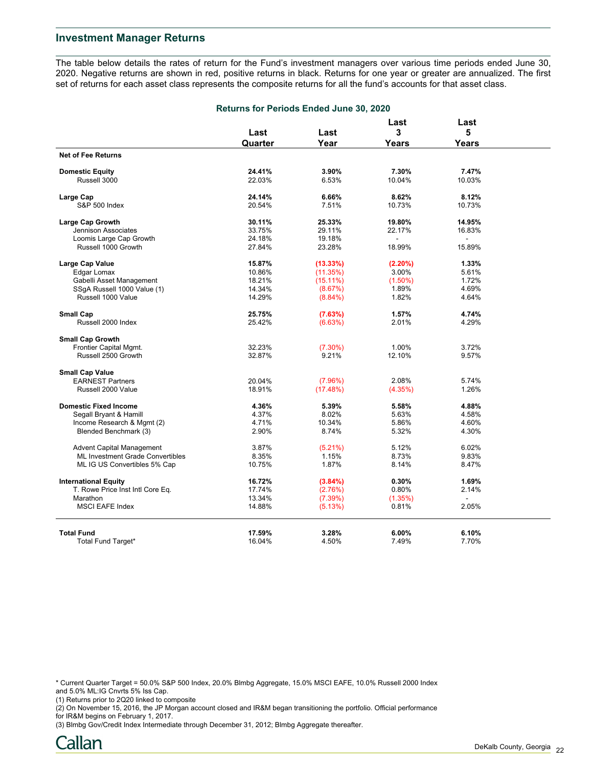## Investment Manager Returns

The table below details the rates of return for the Fund's investment managers over various time periods ended June 30, 2020. Negative returns are shown in red, positive returns in black. Returns for one year or greater are annualized. The first set of returns for each asset class represents the composite returns for all the fund's accounts for that asset class.

**Returns for Periods Ended June 30, 2020**

| | Last Quarter | Last Year | Last 3 Years | Last 5 Years |
|---|---|---|---|---|
| **Net of Fee Returns** | | | | |
| **Domestic Equity** | **24.41%** | **3.90%** | **7.30%** | **7.47%** |
| Russell 3000 | 22.03% | 6.53% | 10.04% | 10.03% |
| **Large Cap** | **24.14%** | **6.66%** | **8.62%** | **8.12%** |
| S&P 500 Index | 20.54% | 7.51% | 10.73% | 10.73% |
| **Large Cap Growth** | **30.11%** | **25.33%** | **19.80%** | **14.95%** |
| Jennison Associates | 33.75% | 29.11% | 22.17% | 16.83% |
| Loomis Large Cap Growth | 24.18% | 19.18% | - | - |
| Russell 1000 Growth | 27.84% | 23.28% | 18.99% | 15.89% |
| **Large Cap Value** | **15.87%** | **(13.33%)** | **(2.20%)** | **1.33%** |
| Edgar Lomax | 10.86% | (11.35%) | 3.00% | 5.61% |
| Gabelli Asset Management | 18.21% | (15.11%) | (1.50%) | 1.72% |
| SSgA Russell 1000 Value (1) | 14.34% | (8.67%) | 1.89% | 4.69% |
| Russell 1000 Value | 14.29% | (8.84%) | 1.82% | 4.64% |
| **Small Cap** | **25.75%** | **(7.63%)** | **1.57%** | **4.74%** |
| Russell 2000 Index | 25.42% | (6.63%) | 2.01% | 4.29% |
| **Small Cap Growth** | | | | |
| Frontier Capital Mgmt. | 32.23% | (7.30%) | 1.00% | 3.72% |
| Russell 2500 Growth | 32.87% | 9.21% | 12.10% | 9.57% |
| **Small Cap Value** | | | | |
| EARNEST Partners | 20.04% | (7.96%) | 2.08% | 5.74% |
| Russell 2000 Value | 18.91% | (17.48%) | (4.35%) | 1.26% |
| **Domestic Fixed Income** | **4.36%** | **5.39%** | **5.58%** | **4.88%** |
| Segall Bryant & Hamill | 4.37% | 8.02% | 5.63% | 4.58% |
| Income Research & Mgmt (2) | 4.71% | 10.34% | 5.86% | 4.60% |
| Blended Benchmark (3) | 2.90% | 8.74% | 5.32% | 4.30% |
| Advent Capital Management | 3.87% | (5.21%) | 5.12% | 6.02% |
| ML Investment Grade Convertibles | 8.35% | 1.15% | 8.73% | 9.83% |
| ML IG US Convertibles 5% Cap | 10.75% | 1.87% | 8.14% | 8.47% |
| **International Equity** | **16.72%** | **(3.84%)** | **0.30%** | **1.69%** |
| T. Rowe Price Inst Intl Core Eq. | 17.74% | (2.76%) | 0.80% | 2.14% |
| Marathon | 13.34% | (7.39%) | (1.35%) | - |
| MSCI EAFE Index | 14.88% | (5.13%) | 0.81% | 2.05% |
| **Total Fund** | **17.59%** | **3.28%** | **6.00%** | **6.10%** |
| Total Fund Target* | 16.04% | 4.50% | 7.49% | 7.70% |

* Current Quarter Target = 50.0% S&P 500 Index, 20.0% Blmbg Aggregate, 15.0% MSCI EAFE, 10.0% Russell 2000 Index and 5.0% ML:IG Cnvrts 5% Iss Cap.

(1) Returns prior to 2Q20 linked to composite

(2) On November 15, 2016, the JP Morgan account closed and IR&M began transitioning the portfolio. Official performance for IR&M begins on February 1, 2017.

(3) Blmbg Gov/Credit Index Intermediate through December 31, 2012; Blmbg Aggregate thereafter.